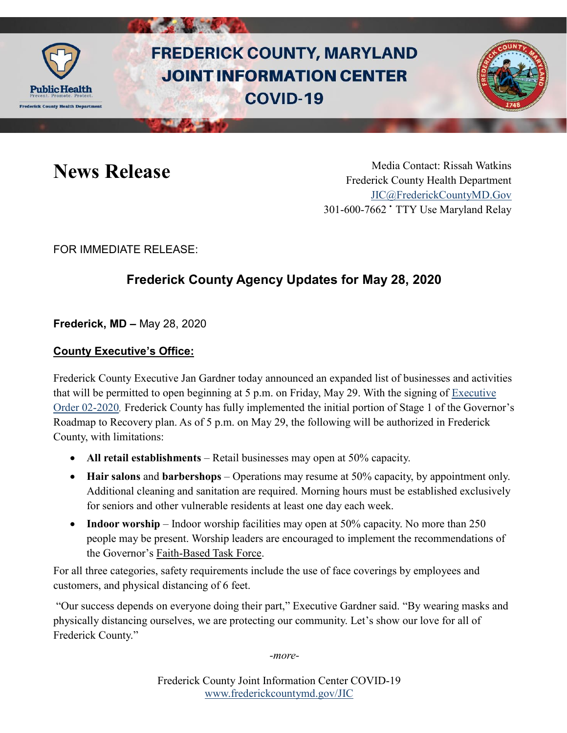# FREDERICK COUNTY, MARYLAND JOINT INFORMATION CENTER COVID-19

# News Release

Media Contact: Rissah Watkins
Frederick County Health Department
JIC@FrederickCountyMD.Gov
301-600-7662 • TTY Use Maryland Relay

FOR IMMEDIATE RELEASE:

## Frederick County Agency Updates for May 28, 2020

**Frederick, MD –** May 28, 2020

### County Executive's Office:

Frederick County Executive Jan Gardner today announced an expanded list of businesses and activities that will be permitted to open beginning at 5 p.m. on Friday, May 29. With the signing of Executive Order 02-2020, Frederick County has fully implemented the initial portion of Stage 1 of the Governor's Roadmap to Recovery plan. As of 5 p.m. on May 29, the following will be authorized in Frederick County, with limitations:

- **All retail establishments** – Retail businesses may open at 50% capacity.
- **Hair salons** and **barbershops** – Operations may resume at 50% capacity, by appointment only. Additional cleaning and sanitation are required. Morning hours must be established exclusively for seniors and other vulnerable residents at least one day each week.
- **Indoor worship** – Indoor worship facilities may open at 50% capacity. No more than 250 people may be present. Worship leaders are encouraged to implement the recommendations of the Governor's Faith-Based Task Force.

For all three categories, safety requirements include the use of face coverings by employees and customers, and physical distancing of 6 feet.

"Our success depends on everyone doing their part," Executive Gardner said. "By wearing masks and physically distancing ourselves, we are protecting our community. Let's show our love for all of Frederick County."

*-more-*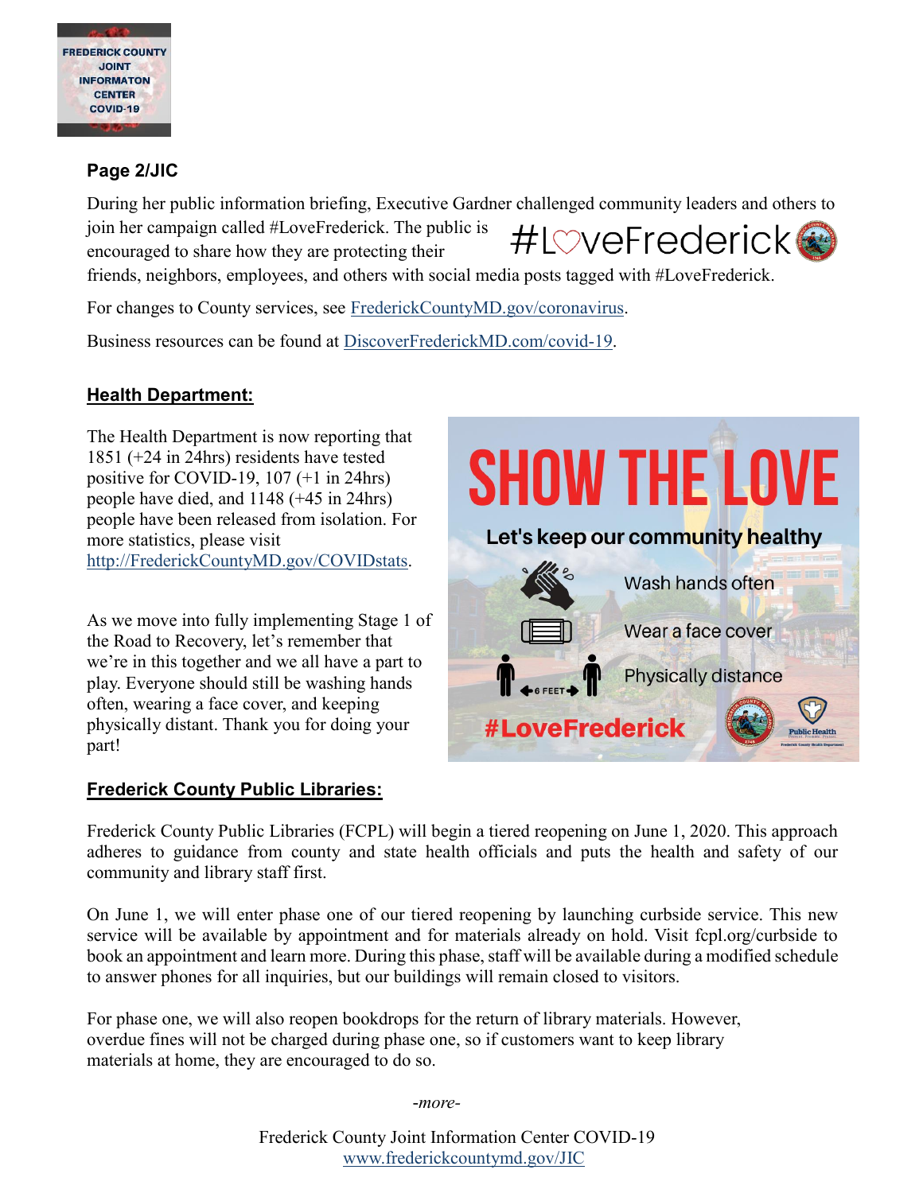**Page 2/JIC**

During her public information briefing, Executive Gardner challenged community leaders and others to join her campaign called #LoveFrederick. The public is encouraged to share how they are protecting their friends, neighbors, employees, and others with social media posts tagged with #LoveFrederick.

For changes to County services, see FrederickCountyMD.gov/coronavirus.

Business resources can be found at DiscoverFrederickMD.com/covid-19.

## Health Department:

The Health Department is now reporting that 1851 (+24 in 24hrs) residents have tested positive for COVID-19, 107 (+1 in 24hrs) people have died, and 1148 (+45 in 24hrs) people have been released from isolation. For more statistics, please visit http://FrederickCountyMD.gov/COVIDstats.

As we move into fully implementing Stage 1 of the Road to Recovery, let's remember that we're in this together and we all have a part to play. Everyone should still be washing hands often, wearing a face cover, and keeping physically distant. Thank you for doing your part!

## Frederick County Public Libraries:

Frederick County Public Libraries (FCPL) will begin a tiered reopening on June 1, 2020. This approach adheres to guidance from county and state health officials and puts the health and safety of our community and library staff first.

On June 1, we will enter phase one of our tiered reopening by launching curbside service. This new service will be available by appointment and for materials already on hold. Visit fcpl.org/curbside to book an appointment and learn more. During this phase, staff will be available during a modified schedule to answer phones for all inquiries, but our buildings will remain closed to visitors.

For phase one, we will also reopen bookdrops for the return of library materials. However, overdue fines will not be charged during phase one, so if customers want to keep library materials at home, they are encouraged to do so.

*-more-*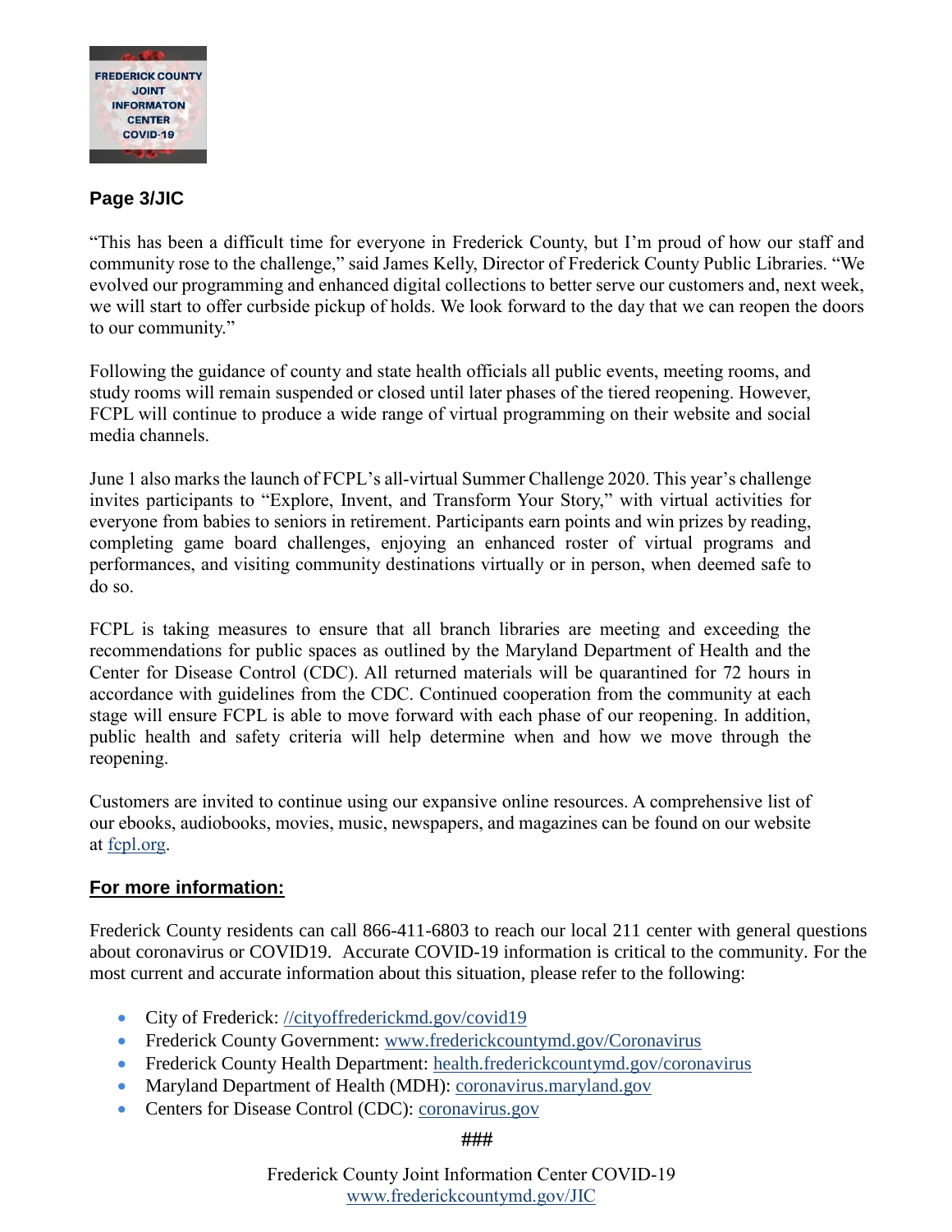**Page 3/JIC**

"This has been a difficult time for everyone in Frederick County, but I'm proud of how our staff and community rose to the challenge," said James Kelly, Director of Frederick County Public Libraries. "We evolved our programming and enhanced digital collections to better serve our customers and, next week, we will start to offer curbside pickup of holds. We look forward to the day that we can reopen the doors to our community."

Following the guidance of county and state health officials all public events, meeting rooms, and study rooms will remain suspended or closed until later phases of the tiered reopening. However, FCPL will continue to produce a wide range of virtual programming on their website and social media channels.

June 1 also marks the launch of FCPL's all-virtual Summer Challenge 2020. This year's challenge invites participants to "Explore, Invent, and Transform Your Story," with virtual activities for everyone from babies to seniors in retirement. Participants earn points and win prizes by reading, completing game board challenges, enjoying an enhanced roster of virtual programs and performances, and visiting community destinations virtually or in person, when deemed safe to do so.

FCPL is taking measures to ensure that all branch libraries are meeting and exceeding the recommendations for public spaces as outlined by the Maryland Department of Health and the Center for Disease Control (CDC). All returned materials will be quarantined for 72 hours in accordance with guidelines from the CDC. Continued cooperation from the community at each stage will ensure FCPL is able to move forward with each phase of our reopening. In addition, public health and safety criteria will help determine when and how we move through the reopening.

Customers are invited to continue using our expansive online resources. A comprehensive list of our ebooks, audiobooks, movies, music, newspapers, and magazines can be found on our website at fcpl.org.

## For more information:

Frederick County residents can call 866-411-6803 to reach our local 211 center with general questions about coronavirus or COVID19. Accurate COVID-19 information is critical to the community. For the most current and accurate information about this situation, please refer to the following:

- City of Frederick: //cityoffrederickmd.gov/covid19
- Frederick County Government: www.frederickcountymd.gov/Coronavirus
- Frederick County Health Department: health.frederickcountymd.gov/coronavirus
- Maryland Department of Health (MDH): coronavirus.maryland.gov
- Centers for Disease Control (CDC): coronavirus.gov

###

Frederick County Joint Information Center COVID-19
www.frederickcountymd.gov/JIC